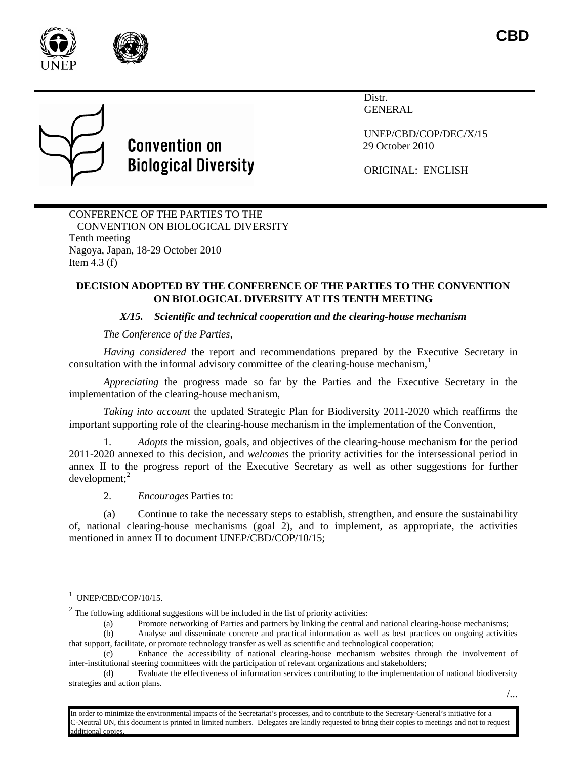CBD

Convention on Biological Diversity

Distr.
GENERAL

UNEP/CBD/COP/DEC/X/15
29 October 2010

ORIGINAL: ENGLISH

CONFERENCE OF THE PARTIES TO THE CONVENTION ON BIOLOGICAL DIVERSITY
Tenth meeting
Nagoya, Japan, 18-29 October 2010
Item 4.3 (f)

**DECISION ADOPTED BY THE CONFERENCE OF THE PARTIES TO THE CONVENTION ON BIOLOGICAL DIVERSITY AT ITS TENTH MEETING**

***X/15. Scientific and technical cooperation and the clearing-house mechanism***

*The Conference of the Parties,*

*Having considered* the report and recommendations prepared by the Executive Secretary in consultation with the informal advisory committee of the clearing-house mechanism,[1]

*Appreciating* the progress made so far by the Parties and the Executive Secretary in the implementation of the clearing-house mechanism,

*Taking into account* the updated Strategic Plan for Biodiversity 2011-2020 which reaffirms the important supporting role of the clearing-house mechanism in the implementation of the Convention,

1. *Adopts* the mission, goals, and objectives of the clearing-house mechanism for the period 2011-2020 annexed to this decision, and *welcomes* the priority activities for the intersessional period in annex II to the progress report of the Executive Secretary as well as other suggestions for further development;[2]

2. *Encourages* Parties to:

(a) Continue to take the necessary steps to establish, strengthen, and ensure the sustainability of, national clearing-house mechanisms (goal 2), and to implement, as appropriate, the activities mentioned in annex II to document UNEP/CBD/COP/10/15;

---

[1] UNEP/CBD/COP/10/15.

[2] The following additional suggestions will be included in the list of priority activities:

(a) Promote networking of Parties and partners by linking the central and national clearing-house mechanisms;

(b) Analyse and disseminate concrete and practical information as well as best practices on ongoing activities that support, facilitate, or promote technology transfer as well as scientific and technological cooperation;

(c) Enhance the accessibility of national clearing-house mechanism websites through the involvement of inter-institutional steering committees with the participation of relevant organizations and stakeholders;

(d) Evaluate the effectiveness of information services contributing to the implementation of national biodiversity strategies and action plans.

In order to minimize the environmental impacts of the Secretariat's processes, and to contribute to the Secretary-General's initiative for a C-Neutral UN, this document is printed in limited numbers. Delegates are kindly requested to bring their copies to meetings and not to request additional copies.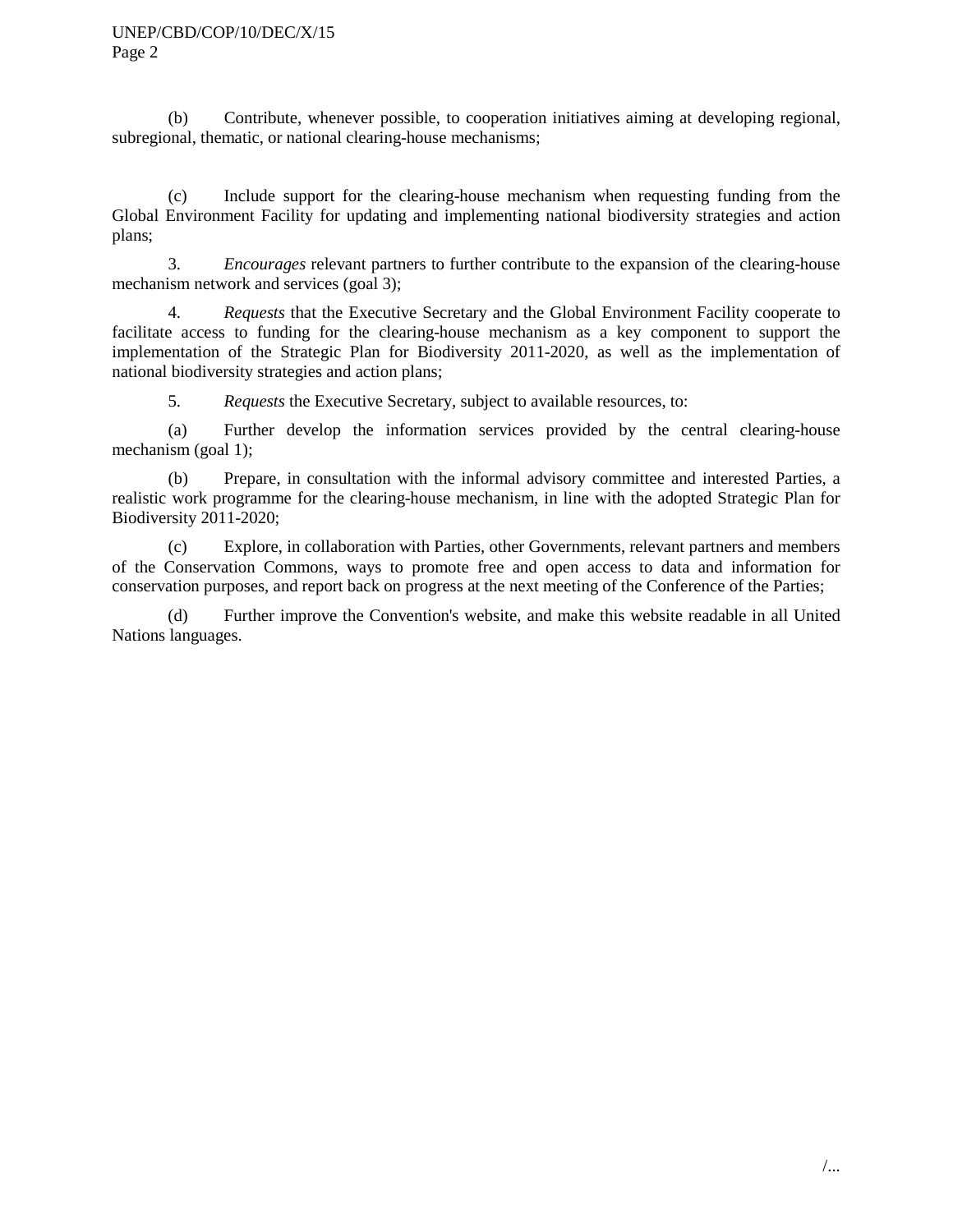(b) Contribute, whenever possible, to cooperation initiatives aiming at developing regional, subregional, thematic, or national clearing-house mechanisms;

(c) Include support for the clearing-house mechanism when requesting funding from the Global Environment Facility for updating and implementing national biodiversity strategies and action plans;

3. *Encourages* relevant partners to further contribute to the expansion of the clearing-house mechanism network and services (goal 3);

4. *Requests* that the Executive Secretary and the Global Environment Facility cooperate to facilitate access to funding for the clearing-house mechanism as a key component to support the implementation of the Strategic Plan for Biodiversity 2011-2020, as well as the implementation of national biodiversity strategies and action plans;

5. *Requests* the Executive Secretary, subject to available resources, to:

(a) Further develop the information services provided by the central clearing-house mechanism (goal 1);

(b) Prepare, in consultation with the informal advisory committee and interested Parties, a realistic work programme for the clearing-house mechanism, in line with the adopted Strategic Plan for Biodiversity 2011-2020;

(c) Explore, in collaboration with Parties, other Governments, relevant partners and members of the Conservation Commons, ways to promote free and open access to data and information for conservation purposes, and report back on progress at the next meeting of the Conference of the Parties;

(d) Further improve the Convention's website, and make this website readable in all United Nations languages.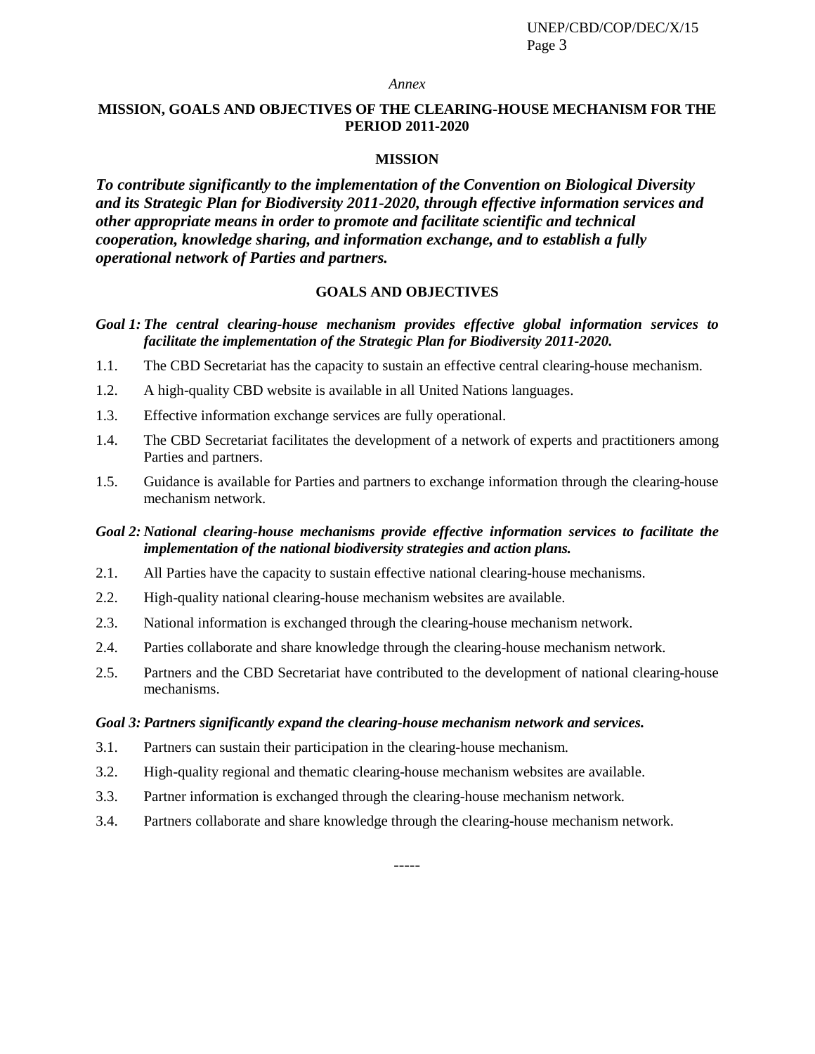*Annex*

## MISSION, GOALS AND OBJECTIVES OF THE CLEARING-HOUSE MECHANISM FOR THE PERIOD 2011-2020

### MISSION

***To contribute significantly to the implementation of the Convention on Biological Diversity and its Strategic Plan for Biodiversity 2011-2020, through effective information services and other appropriate means in order to promote and facilitate scientific and technical cooperation, knowledge sharing, and information exchange, and to establish a fully operational network of Parties and partners.***

### GOALS AND OBJECTIVES

***Goal 1: The central clearing-house mechanism provides effective global information services to facilitate the implementation of the Strategic Plan for Biodiversity 2011-2020.***

1.1. The CBD Secretariat has the capacity to sustain an effective central clearing-house mechanism.

1.2. A high-quality CBD website is available in all United Nations languages.

1.3. Effective information exchange services are fully operational.

1.4. The CBD Secretariat facilitates the development of a network of experts and practitioners among Parties and partners.

1.5. Guidance is available for Parties and partners to exchange information through the clearing-house mechanism network.

***Goal 2: National clearing-house mechanisms provide effective information services to facilitate the implementation of the national biodiversity strategies and action plans.***

2.1. All Parties have the capacity to sustain effective national clearing-house mechanisms.

2.2. High-quality national clearing-house mechanism websites are available.

2.3. National information is exchanged through the clearing-house mechanism network.

2.4. Parties collaborate and share knowledge through the clearing-house mechanism network.

2.5. Partners and the CBD Secretariat have contributed to the development of national clearing-house mechanisms.

***Goal 3: Partners significantly expand the clearing-house mechanism network and services.***

3.1. Partners can sustain their participation in the clearing-house mechanism.

3.2. High-quality regional and thematic clearing-house mechanism websites are available.

3.3. Partner information is exchanged through the clearing-house mechanism network.

3.4. Partners collaborate and share knowledge through the clearing-house mechanism network.

-----